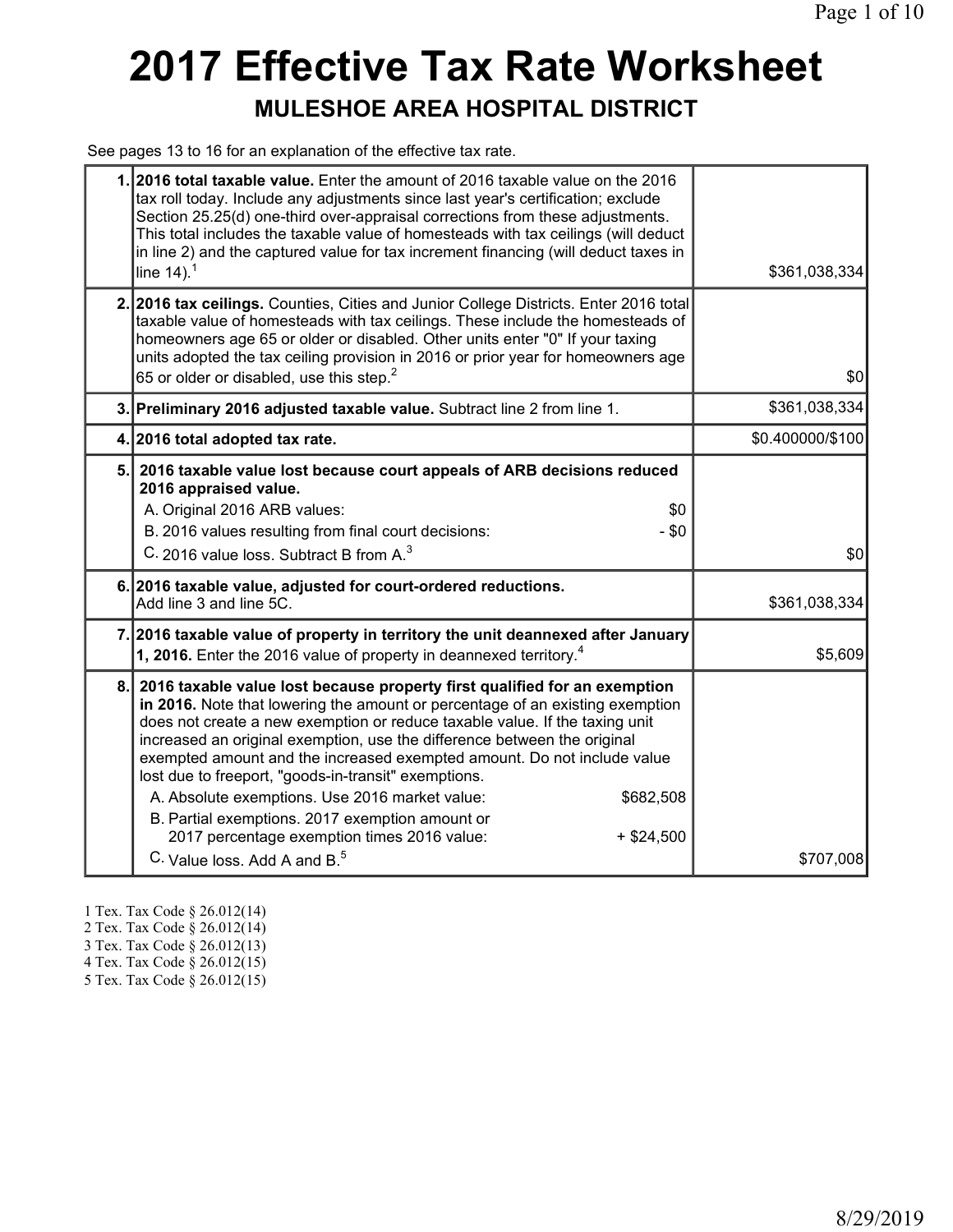# 2017 Effective Tax Rate Worksheet

## MULESHOE AREA HOSPITAL DISTRICT

See pages 13 to 16 for an explanation of the effective tax rate.

| | | |
|---|---|---|
| 1. | **2016 total taxable value.** Enter the amount of 2016 taxable value on the 2016 tax roll today. Include any adjustments since last year's certification; exclude Section 25.25(d) one-third over-appraisal corrections from these adjustments. This total includes the taxable value of homesteads with tax ceilings (will deduct in line 2) and the captured value for tax increment financing (will deduct taxes in line 14).[1] | $361,038,334 |
| 2. | **2016 tax ceilings.** Counties, Cities and Junior College Districts. Enter 2016 total taxable value of homesteads with tax ceilings. These include the homesteads of homeowners age 65 or older or disabled. Other units enter "0" If your taxing units adopted the tax ceiling provision in 2016 or prior year for homeowners age 65 or older or disabled, use this step.[2] | $0 |
| 3. | **Preliminary 2016 adjusted taxable value.** Subtract line 2 from line 1. | $361,038,334 |
| 4. | **2016 total adopted tax rate.** | $0.400000/$100 |
| 5. | **2016 taxable value lost because court appeals of ARB decisions reduced 2016 appraised value.**<br>A. Original 2016 ARB values: $0<br>B. 2016 values resulting from final court decisions: - $0<br>C. 2016 value loss. Subtract B from A.[3] | $0 |
| 6. | **2016 taxable value, adjusted for court-ordered reductions.** Add line 3 and line 5C. | $361,038,334 |
| 7. | **2016 taxable value of property in territory the unit deannexed after January 1, 2016.** Enter the 2016 value of property in deannexed territory.[4] | $5,609 |
| 8. | **2016 taxable value lost because property first qualified for an exemption in 2016.** Note that lowering the amount or percentage of an existing exemption does not create a new exemption or reduce taxable value. If the taxing unit increased an original exemption, use the difference between the original exempted amount and the increased exempted amount. Do not include value lost due to freeport, "goods-in-transit" exemptions.<br>A. Absolute exemptions. Use 2016 market value: $682,508<br>B. Partial exemptions. 2017 exemption amount or 2017 percentage exemption times 2016 value: + $24,500<br>C. Value loss. Add A and B.[5] | $707,008 |

1 Tex. Tax Code § 26.012(14)
2 Tex. Tax Code § 26.012(14)
3 Tex. Tax Code § 26.012(13)
4 Tex. Tax Code § 26.012(15)
5 Tex. Tax Code § 26.012(15)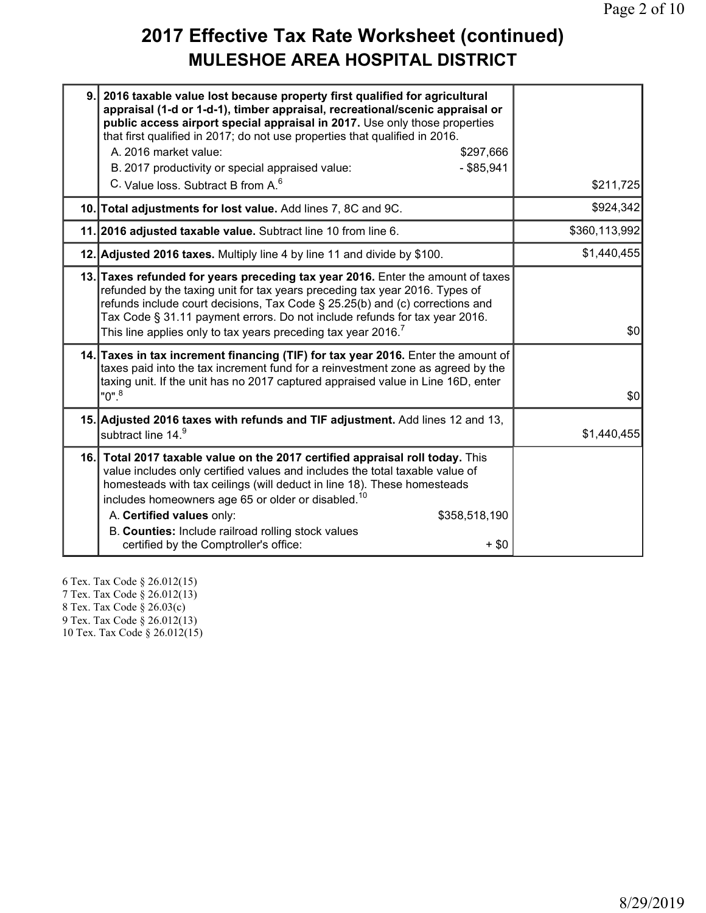# 2017 Effective Tax Rate Worksheet (continued)

## MULESHOE AREA HOSPITAL DISTRICT

| | | |
|---|---|---|
| 9. | **2016 taxable value lost because property first qualified for agricultural appraisal (1-d or 1-d-1), timber appraisal, recreational/scenic appraisal or public access airport special appraisal in 2017.** Use only those properties that first qualified in 2017; do not use properties that qualified in 2016.<br>A. 2016 market value: $297,666<br>B. 2017 productivity or special appraised value: - $85,941<br>C. Value loss. Subtract B from A.[6] | $211,725 |
| 10. | **Total adjustments for lost value.** Add lines 7, 8C and 9C. | $924,342 |
| 11. | **2016 adjusted taxable value.** Subtract line 10 from line 6. | $360,113,992 |
| 12. | **Adjusted 2016 taxes.** Multiply line 4 by line 11 and divide by $100. | $1,440,455 |
| 13. | **Taxes refunded for years preceding tax year 2016.** Enter the amount of taxes refunded by the taxing unit for tax years preceding tax year 2016. Types of refunds include court decisions, Tax Code § 25.25(b) and (c) corrections and Tax Code § 31.11 payment errors. Do not include refunds for tax year 2016. This line applies only to tax years preceding tax year 2016.[7] | $0 |
| 14. | **Taxes in tax increment financing (TIF) for tax year 2016.** Enter the amount of taxes paid into the tax increment fund for a reinvestment zone as agreed by the taxing unit. If the unit has no 2017 captured appraised value in Line 16D, enter "0".[8] | $0 |
| 15. | **Adjusted 2016 taxes with refunds and TIF adjustment.** Add lines 12 and 13, subtract line 14.[9] | $1,440,455 |
| 16. | **Total 2017 taxable value on the 2017 certified appraisal roll today.** This value includes only certified values and includes the total taxable value of homesteads with tax ceilings (will deduct in line 18). These homesteads includes homeowners age 65 or older or disabled.[10]<br>A. **Certified values** only: $358,518,190<br>B. **Counties:** Include railroad rolling stock values certified by the Comptroller's office: + $0 | |

6 Tex. Tax Code § 26.012(15)
7 Tex. Tax Code § 26.012(13)
8 Tex. Tax Code § 26.03(c)
9 Tex. Tax Code § 26.012(13)
10 Tex. Tax Code § 26.012(15)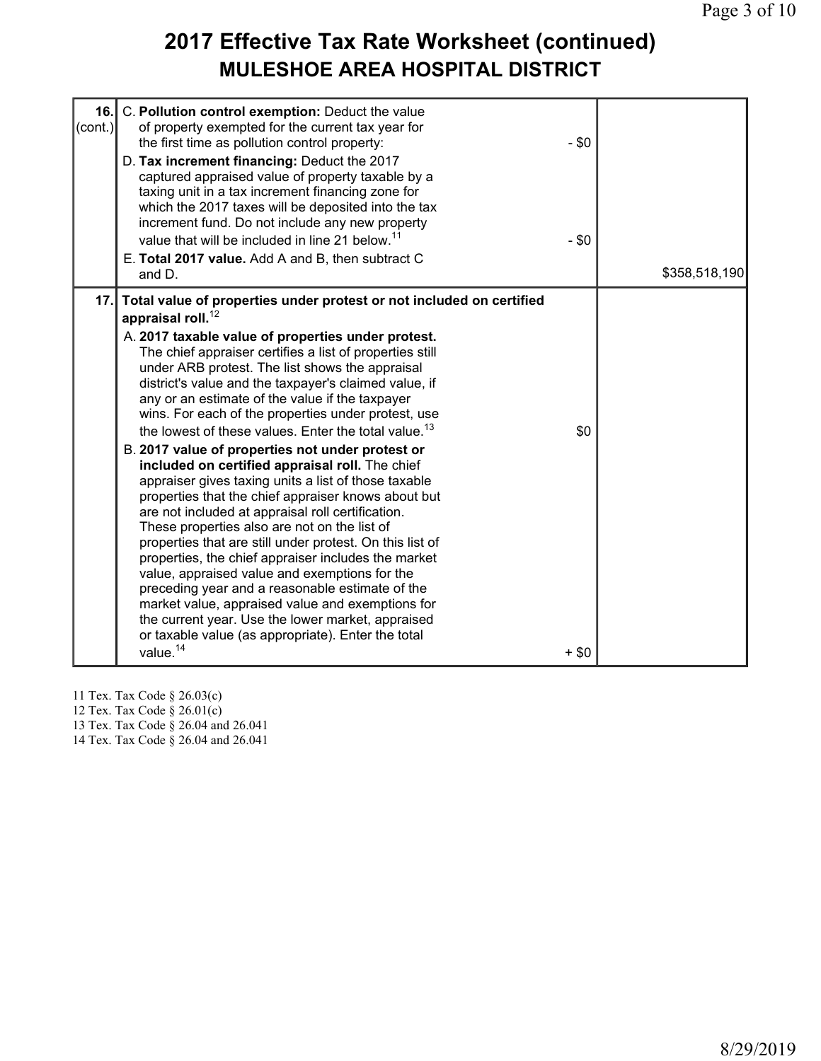# 2017 Effective Tax Rate Worksheet (continued)

## MULESHOE AREA HOSPITAL DISTRICT

| | | | |
|---|---|---|---|
| **16.** (cont.) | C. **Pollution control exemption:** Deduct the value of property exempted for the current tax year for the first time as pollution control property: | - $0 | |
| | D. **Tax increment financing:** Deduct the 2017 captured appraised value of property taxable by a taxing unit in a tax increment financing zone for which the 2017 taxes will be deposited into the tax increment fund. Do not include any new property value that will be included in line 21 below.[11] | - $0 | |
| | E. **Total 2017 value.** Add A and B, then subtract C and D. | | $358,518,190 |
| **17.** | **Total value of properties under protest or not included on certified appraisal roll.**[12] | | |
| | A. **2017 taxable value of properties under protest.** The chief appraiser certifies a list of properties still under ARB protest. The list shows the appraisal district's value and the taxpayer's claimed value, if any or an estimate of the value if the taxpayer wins. For each of the properties under protest, use the lowest of these values. Enter the total value.[13] | $0 | |
| | B. **2017 value of properties not under protest or included on certified appraisal roll.** The chief appraiser gives taxing units a list of those taxable properties that the chief appraiser knows about but are not included at appraisal roll certification. These properties also are not on the list of properties that are still under protest. On this list of properties, the chief appraiser includes the market value, appraised value and exemptions for the preceding year and a reasonable estimate of the market value, appraised value and exemptions for the current year. Use the lower market, appraised or taxable value (as appropriate). Enter the total value.[14] | + $0 | |

11 Tex. Tax Code § 26.03(c)
12 Tex. Tax Code § 26.01(c)
13 Tex. Tax Code § 26.04 and 26.041
14 Tex. Tax Code § 26.04 and 26.041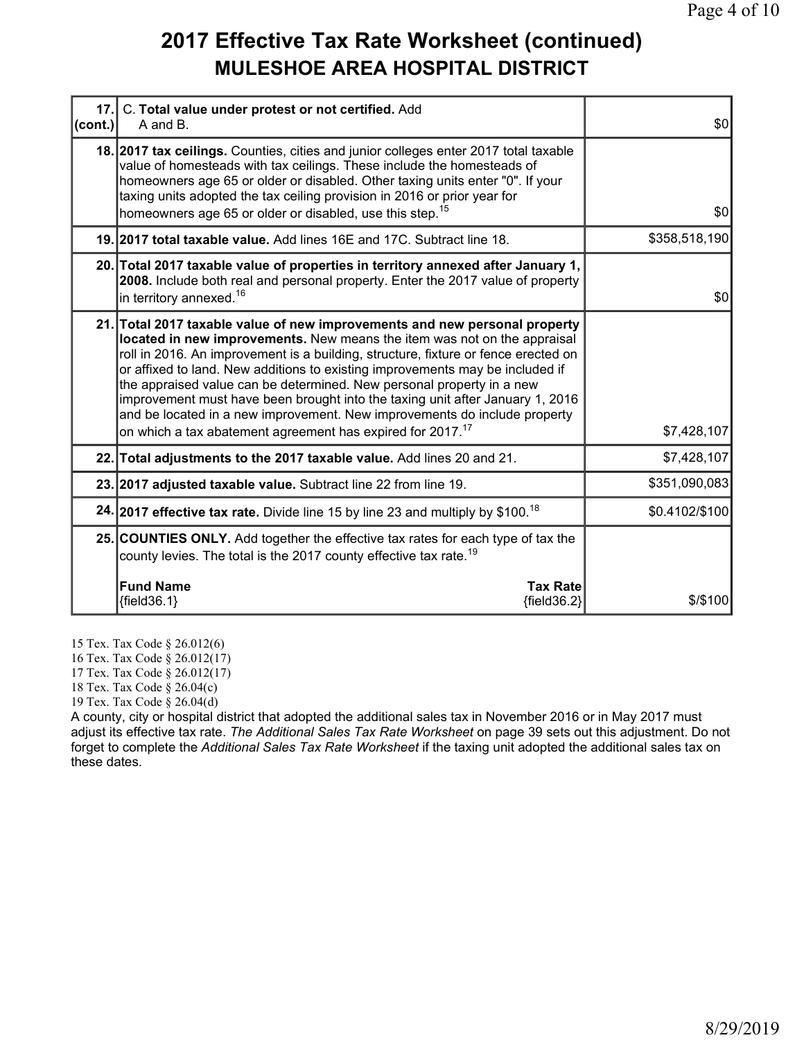# 2017 Effective Tax Rate Worksheet (continued)
## MULESHOE AREA HOSPITAL DISTRICT

| | | |
|---|---|---|
| 17. (cont.) | C. **Total value under protest or not certified.** Add A and B. | $0 |
| 18. | **2017 tax ceilings.** Counties, cities and junior colleges enter 2017 total taxable value of homesteads with tax ceilings. These include the homesteads of homeowners age 65 or older or disabled. Other taxing units enter "0". If your taxing units adopted the tax ceiling provision in 2016 or prior year for homeowners age 65 or older or disabled, use this step.[15] | $0 |
| 19. | **2017 total taxable value.** Add lines 16E and 17C. Subtract line 18. | $358,518,190 |
| 20. | **Total 2017 taxable value of properties in territory annexed after January 1, 2008.** Include both real and personal property. Enter the 2017 value of property in territory annexed.[16] | $0 |
| 21. | **Total 2017 taxable value of new improvements and new personal property located in new improvements.** New means the item was not on the appraisal roll in 2016. An improvement is a building, structure, fixture or fence erected on or affixed to land. New additions to existing improvements may be included if the appraised value can be determined. New personal property in a new improvement must have been brought into the taxing unit after January 1, 2016 and be located in a new improvement. New improvements do include property on which a tax abatement agreement has expired for 2017.[17] | $7,428,107 |
| 22. | **Total adjustments to the 2017 taxable value.** Add lines 20 and 21. | $7,428,107 |
| 23. | **2017 adjusted taxable value.** Subtract line 22 from line 19. | $351,090,083 |
| 24. | **2017 effective tax rate.** Divide line 15 by line 23 and multiply by $100.[18] | $0.4102/$100 |
| 25. | **COUNTIES ONLY.** Add together the effective tax rates for each type of tax the county levies. The total is the 2017 county effective tax rate.[19]<br><br>**Fund Name** {field36.1} — **Tax Rate** {field36.2} | $/$100 |

15 Tex. Tax Code § 26.012(6)
16 Tex. Tax Code § 26.012(17)
17 Tex. Tax Code § 26.012(17)
18 Tex. Tax Code § 26.04(c)
19 Tex. Tax Code § 26.04(d)

A county, city or hospital district that adopted the additional sales tax in November 2016 or in May 2017 must adjust its effective tax rate. *The Additional Sales Tax Rate Worksheet* on page 39 sets out this adjustment. Do not forget to complete the *Additional Sales Tax Rate Worksheet* if the taxing unit adopted the additional sales tax on these dates.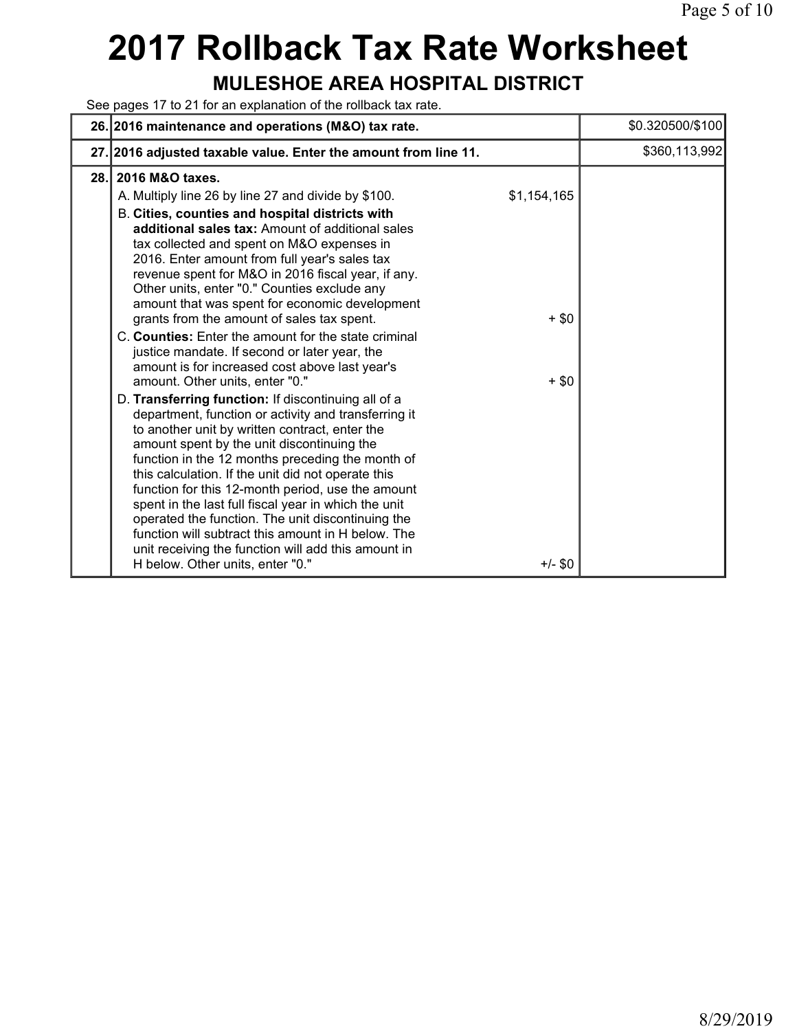# 2017 Rollback Tax Rate Worksheet

## MULESHOE AREA HOSPITAL DISTRICT

See pages 17 to 21 for an explanation of the rollback tax rate.

| | | | |
|---|---|---|---|
| 26. | **2016 maintenance and operations (M&O) tax rate.** | | $0.320500/$100 |
| 27. | **2016 adjusted taxable value. Enter the amount from line 11.** | | $360,113,992 |
| 28. | **2016 M&O taxes.** | | |
| | A. Multiply line 26 by line 27 and divide by $100. | $1,154,165 | |
| | B. **Cities, counties and hospital districts with additional sales tax:** Amount of additional sales tax collected and spent on M&O expenses in 2016. Enter amount from full year's sales tax revenue spent for M&O in 2016 fiscal year, if any. Other units, enter "0." Counties exclude any amount that was spent for economic development grants from the amount of sales tax spent. | + $0 | |
| | C. **Counties:** Enter the amount for the state criminal justice mandate. If second or later year, the amount is for increased cost above last year's amount. Other units, enter "0." | + $0 | |
| | D. **Transferring function:** If discontinuing all of a department, function or activity and transferring it to another unit by written contract, enter the amount spent by the unit discontinuing the function in the 12 months preceding the month of this calculation. If the unit did not operate this function for this 12-month period, use the amount spent in the last full fiscal year in which the unit operated the function. The unit discontinuing the function will subtract this amount in H below. The unit receiving the function will add this amount in H below. Other units, enter "0." | +/- $0 | |

8/29/2019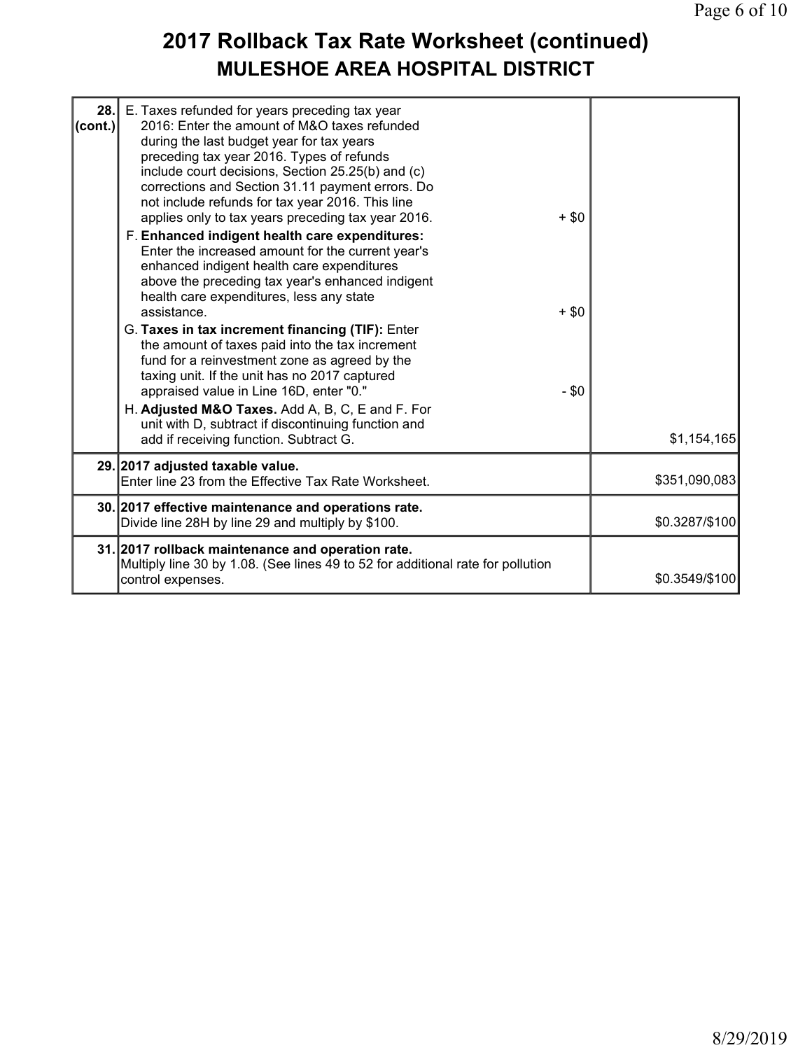# 2017 Rollback Tax Rate Worksheet (continued)
## MULESHOE AREA HOSPITAL DISTRICT

| | | | |
|---|---|---|---|
| 28. (cont.) | E. Taxes refunded for years preceding tax year 2016: Enter the amount of M&O taxes refunded during the last budget year for tax years preceding tax year 2016. Types of refunds include court decisions, Section 25.25(b) and (c) corrections and Section 31.11 payment errors. Do not include refunds for tax year 2016. This line applies only to tax years preceding tax year 2016. | + $0 | |
| | F. **Enhanced indigent health care expenditures:** Enter the increased amount for the current year's enhanced indigent health care expenditures above the preceding tax year's enhanced indigent health care expenditures, less any state assistance. | + $0 | |
| | G. **Taxes in tax increment financing (TIF):** Enter the amount of taxes paid into the tax increment fund for a reinvestment zone as agreed by the taxing unit. If the unit has no 2017 captured appraised value in Line 16D, enter "0." | - $0 | |
| | H. **Adjusted M&O Taxes.** Add A, B, C, E and F. For unit with D, subtract if discontinuing function and add if receiving function. Subtract G. | | $1,154,165 |
| 29. | **2017 adjusted taxable value.** Enter line 23 from the Effective Tax Rate Worksheet. | | $351,090,083 |
| 30. | **2017 effective maintenance and operations rate.** Divide line 28H by line 29 and multiply by $100. | | $0.3287/$100 |
| 31. | **2017 rollback maintenance and operation rate.** Multiply line 30 by 1.08. (See lines 49 to 52 for additional rate for pollution control expenses. | | $0.3549/$100 |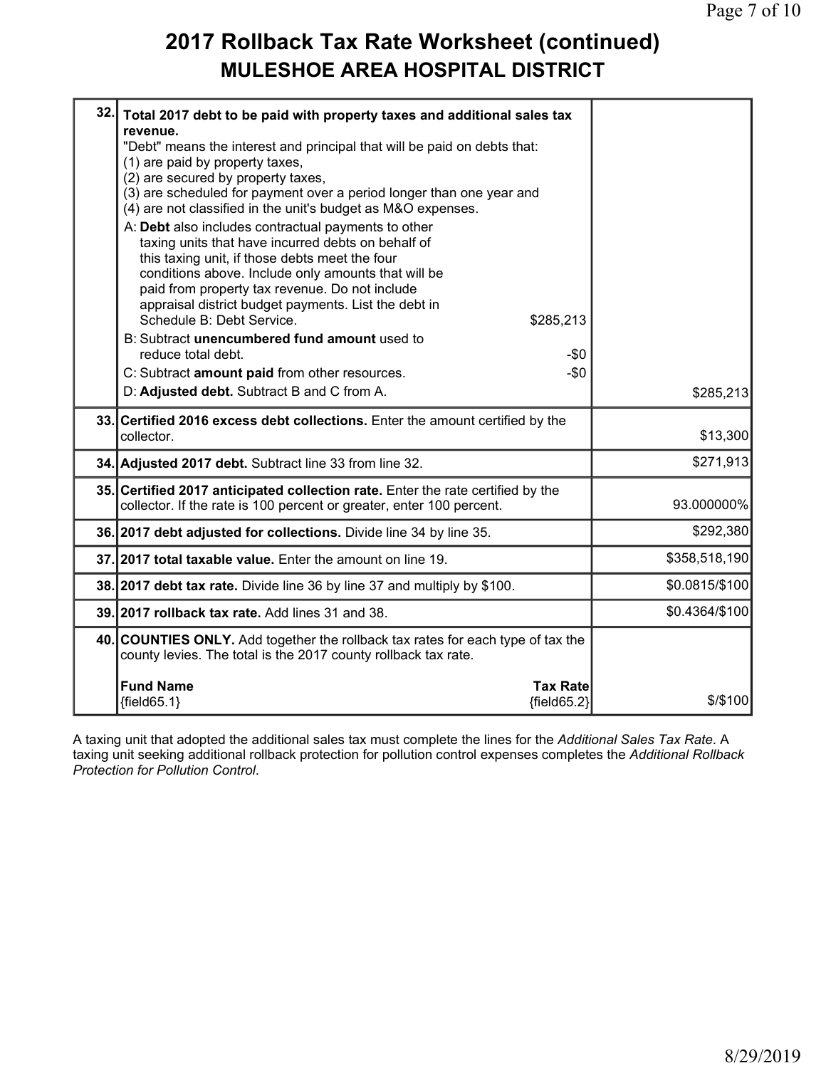# 2017 Rollback Tax Rate Worksheet (continued)
## MULESHOE AREA HOSPITAL DISTRICT

| | | |
|---|---|---|
| 32. | **Total 2017 debt to be paid with property taxes and additional sales tax revenue.**<br>"Debt" means the interest and principal that will be paid on debts that:<br>(1) are paid by property taxes,<br>(2) are secured by property taxes,<br>(3) are scheduled for payment over a period longer than one year and<br>(4) are not classified in the unit's budget as M&O expenses.<br>A: **Debt** also includes contractual payments to other taxing units that have incurred debts on behalf of this taxing unit, if those debts meet the four conditions above. Include only amounts that will be paid from property tax revenue. Do not include appraisal district budget payments. List the debt in Schedule B: Debt Service. $285,213<br>B: Subtract **unencumbered fund amount** used to reduce total debt. -$0<br>C: Subtract **amount paid** from other resources. -$0<br>D: **Adjusted debt.** Subtract B and C from A. | $285,213 |
| 33. | **Certified 2016 excess debt collections.** Enter the amount certified by the collector. | $13,300 |
| 34. | **Adjusted 2017 debt.** Subtract line 33 from line 32. | $271,913 |
| 35. | **Certified 2017 anticipated collection rate.** Enter the rate certified by the collector. If the rate is 100 percent or greater, enter 100 percent. | 93.000000% |
| 36. | **2017 debt adjusted for collections.** Divide line 34 by line 35. | $292,380 |
| 37. | **2017 total taxable value.** Enter the amount on line 19. | $358,518,190 |
| 38. | **2017 debt tax rate.** Divide line 36 by line 37 and multiply by $100. | $0.0815/$100 |
| 39. | **2017 rollback tax rate.** Add lines 31 and 38. | $0.4364/$100 |
| 40. | **COUNTIES ONLY.** Add together the rollback tax rates for each type of tax the county levies. The total is the 2017 county rollback tax rate.<br>**Fund Name** **Tax Rate**<br>{field65.1} {field65.2} | $/$100 |

A taxing unit that adopted the additional sales tax must complete the lines for the *Additional Sales Tax Rate*. A taxing unit seeking additional rollback protection for pollution control expenses completes the *Additional Rollback Protection for Pollution Control*.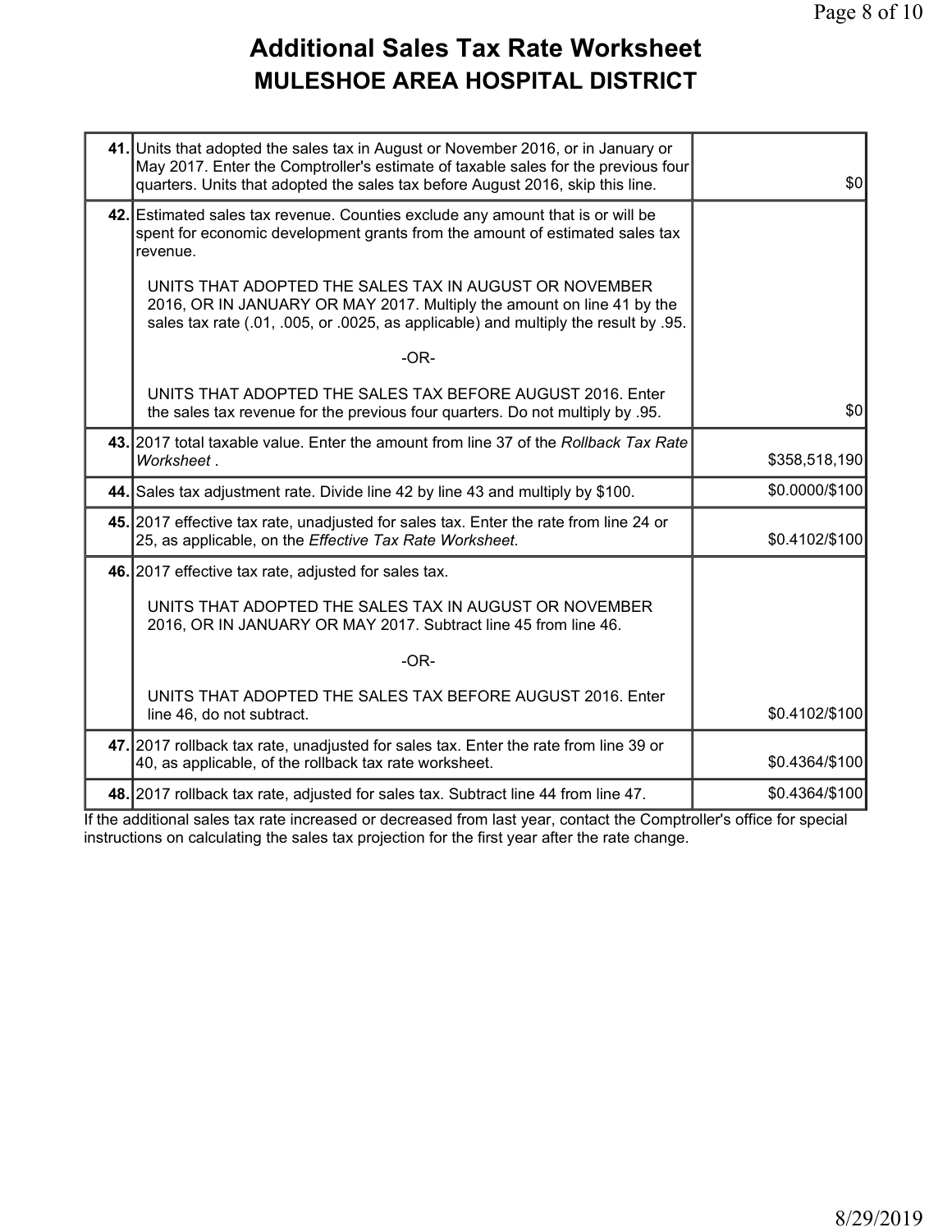# Additional Sales Tax Rate Worksheet

## MULESHOE AREA HOSPITAL DISTRICT

| | | |
|---|---|---|
| **41.** | Units that adopted the sales tax in August or November 2016, or in January or May 2017. Enter the Comptroller's estimate of taxable sales for the previous four quarters. Units that adopted the sales tax before August 2016, skip this line. | $0 |
| **42.** | Estimated sales tax revenue. Counties exclude any amount that is or will be spent for economic development grants from the amount of estimated sales tax revenue.<br><br>UNITS THAT ADOPTED THE SALES TAX IN AUGUST OR NOVEMBER 2016, OR IN JANUARY OR MAY 2017. Multiply the amount on line 41 by the sales tax rate (.01, .005, or .0025, as applicable) and multiply the result by .95.<br><br>-OR-<br><br>UNITS THAT ADOPTED THE SALES TAX BEFORE AUGUST 2016. Enter the sales tax revenue for the previous four quarters. Do not multiply by .95. | $0 |
| **43.** | 2017 total taxable value. Enter the amount from line 37 of the *Rollback Tax Rate Worksheet* . | $358,518,190 |
| **44.** | Sales tax adjustment rate. Divide line 42 by line 43 and multiply by $100. | $0.0000/$100 |
| **45.** | 2017 effective tax rate, unadjusted for sales tax. Enter the rate from line 24 or 25, as applicable, on the *Effective Tax Rate Worksheet*. | $0.4102/$100 |
| **46.** | 2017 effective tax rate, adjusted for sales tax.<br><br>UNITS THAT ADOPTED THE SALES TAX IN AUGUST OR NOVEMBER 2016, OR IN JANUARY OR MAY 2017. Subtract line 45 from line 46.<br><br>-OR-<br><br>UNITS THAT ADOPTED THE SALES TAX BEFORE AUGUST 2016. Enter line 46, do not subtract. | $0.4102/$100 |
| **47.** | 2017 rollback tax rate, unadjusted for sales tax. Enter the rate from line 39 or 40, as applicable, of the rollback tax rate worksheet. | $0.4364/$100 |
| **48.** | 2017 rollback tax rate, adjusted for sales tax. Subtract line 44 from line 47. | $0.4364/$100 |

If the additional sales tax rate increased or decreased from last year, contact the Comptroller's office for special instructions on calculating the sales tax projection for the first year after the rate change.

8/29/2019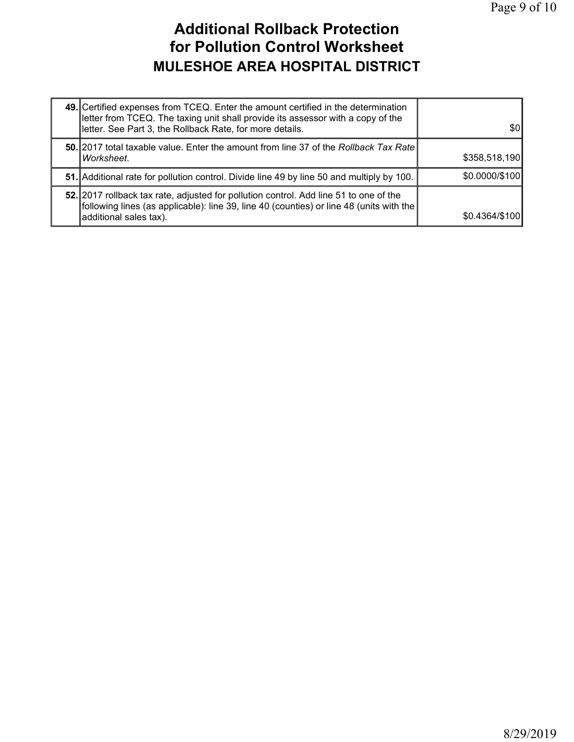# Additional Rollback Protection for Pollution Control Worksheet

## MULESHOE AREA HOSPITAL DISTRICT

| | | |
|---|---|---|
| **49.** | Certified expenses from TCEQ. Enter the amount certified in the determination letter from TCEQ. The taxing unit shall provide its assessor with a copy of the letter. See Part 3, the Rollback Rate, for more details. | $0 |
| **50.** | 2017 total taxable value. Enter the amount from line 37 of the *Rollback Tax Rate Worksheet*. | $358,518,190 |
| **51.** | Additional rate for pollution control. Divide line 49 by line 50 and multiply by 100. | $0.0000/$100 |
| **52.** | 2017 rollback tax rate, adjusted for pollution control. Add line 51 to one of the following lines (as applicable): line 39, line 40 (counties) or line 48 (units with the additional sales tax). | $0.4364/$100 |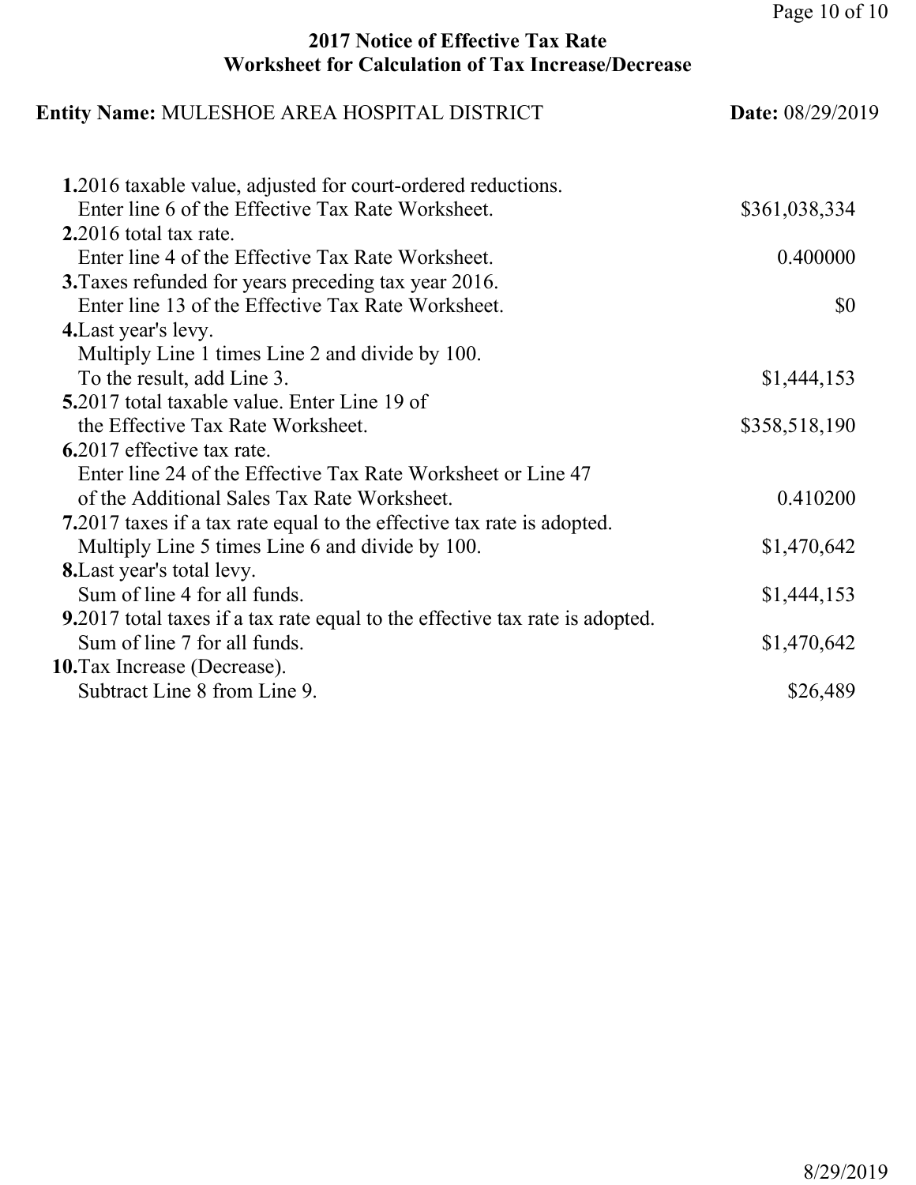# 2017 Notice of Effective Tax Rate
## Worksheet for Calculation of Tax Increase/Decrease

**Entity Name:** MULESHOE AREA HOSPITAL DISTRICT **Date:** 08/29/2019

| | |
|---|---|
| **1.** 2016 taxable value, adjusted for court-ordered reductions. Enter line 6 of the Effective Tax Rate Worksheet. | $361,038,334 |
| **2.** 2016 total tax rate. Enter line 4 of the Effective Tax Rate Worksheet. | 0.400000 |
| **3.** Taxes refunded for years preceding tax year 2016. Enter line 13 of the Effective Tax Rate Worksheet. | $0 |
| **4.** Last year's levy. Multiply Line 1 times Line 2 and divide by 100. To the result, add Line 3. | $1,444,153 |
| **5.** 2017 total taxable value. Enter Line 19 of the Effective Tax Rate Worksheet. | $358,518,190 |
| **6.** 2017 effective tax rate. Enter line 24 of the Effective Tax Rate Worksheet or Line 47 of the Additional Sales Tax Rate Worksheet. | 0.410200 |
| **7.** 2017 taxes if a tax rate equal to the effective tax rate is adopted. Multiply Line 5 times Line 6 and divide by 100. | $1,470,642 |
| **8.** Last year's total levy. Sum of line 4 for all funds. | $1,444,153 |
| **9.** 2017 total taxes if a tax rate equal to the effective tax rate is adopted. Sum of line 7 for all funds. | $1,470,642 |
| **10.** Tax Increase (Decrease). Subtract Line 8 from Line 9. | $26,489 |